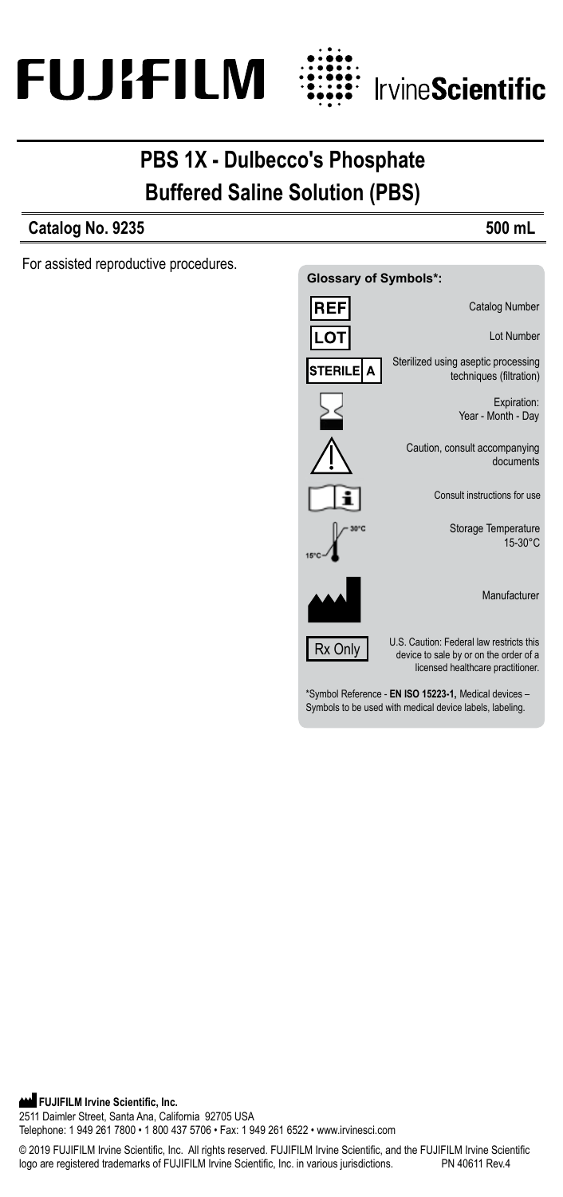FUJIFILM IrvineScientific

# PBS 1X - Dulbecco's Phosphate Buffered Saline Solution (PBS)

**Catalog No. 9235** **500 mL**

For assisted reproductive procedures.

**Glossary of Symbols*:**

| Symbol | Meaning |
|---|---|
| REF | Catalog Number |
| LOT | Lot Number |
| STERILE A | Sterilized using aseptic processing techniques (filtration) |
| (hourglass) | Expiration: Year - Month - Day |
| (warning triangle) | Caution, consult accompanying documents |
| (i) | Consult instructions for use |
| 15°C – 30°C | Storage Temperature 15-30°C |
| (factory) | Manufacturer |
| Rx Only | U.S. Caution: Federal law restricts this device to sale by or on the order of a licensed healthcare practitioner. |

*Symbol Reference - **EN ISO 15223-1,** Medical devices – Symbols to be used with medical device labels, labeling.

**FUJIFILM Irvine Scientific, Inc.**
2511 Daimler Street, Santa Ana, California 92705 USA
Telephone: 1 949 261 7800 • 1 800 437 5706 • Fax: 1 949 261 6522 • www.irvinesci.com

© 2019 FUJIFILM Irvine Scientific, Inc. All rights reserved. FUJIFILM Irvine Scientific, and the FUJIFILM Irvine Scientific logo are registered trademarks of FUJIFILM Irvine Scientific, Inc. in various jurisdictions. PN 40611 Rev.4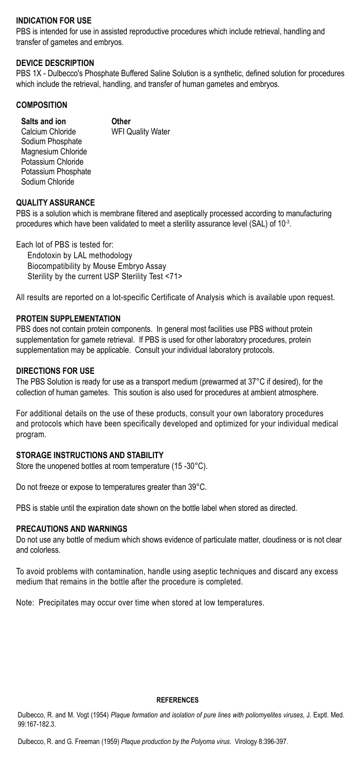## INDICATION FOR USE

PBS is intended for use in assisted reproductive procedures which include retrieval, handling and transfer of gametes and embryos.

## DEVICE DESCRIPTION

PBS 1X - Dulbecco's Phosphate Buffered Saline Solution is a synthetic, defined solution for procedures which include the retrieval, handling, and transfer of human gametes and embryos.

## COMPOSITION

| Salts and ion | Other |
|---|---|
| Calcium Chloride | WFI Quality Water |
| Sodium Phosphate | |
| Magnesium Chloride | |
| Potassium Chloride | |
| Potassium Phosphate | |
| Sodium Chloride | |

## QUALITY ASSURANCE

PBS is a solution which is membrane filtered and aseptically processed according to manufacturing procedures which have been validated to meet a sterility assurance level (SAL) of $10^{-3}$.

Each lot of PBS is tested for:

- Endotoxin by LAL methodology
- Biocompatibility by Mouse Embryo Assay
- Sterility by the current USP Sterility Test <71>

All results are reported on a lot-specific Certificate of Analysis which is available upon request.

## PROTEIN SUPPLEMENTATION

PBS does not contain protein components. In general most facilities use PBS without protein supplementation for gamete retrieval. If PBS is used for other laboratory procedures, protein supplementation may be applicable. Consult your individual laboratory protocols.

## DIRECTIONS FOR USE

The PBS Solution is ready for use as a transport medium (prewarmed at 37°C if desired), for the collection of human gametes. This soution is also used for procedures at ambient atmosphere.

For additional details on the use of these products, consult your own laboratory procedures and protocols which have been specifically developed and optimized for your individual medical program.

## STORAGE INSTRUCTIONS AND STABILITY

Store the unopened bottles at room temperature (15 -30°C).

Do not freeze or expose to temperatures greater than 39°C.

PBS is stable until the expiration date shown on the bottle label when stored as directed.

## PRECAUTIONS AND WARNINGS

Do not use any bottle of medium which shows evidence of particulate matter, cloudiness or is not clear and colorless.

To avoid problems with contamination, handle using aseptic techniques and discard any excess medium that remains in the bottle after the procedure is completed.

Note: Precipitates may occur over time when stored at low temperatures.

## REFERENCES

Dulbecco, R. and M. Vogt (1954) *Plaque formation and isolation of pure lines with poliomyelites viruses*, J. Exptl. Med. 99:167-182.3.

Dulbecco, R. and G. Freeman (1959) *Plaque production by the Polyoma virus*. Virology 8:396-397.